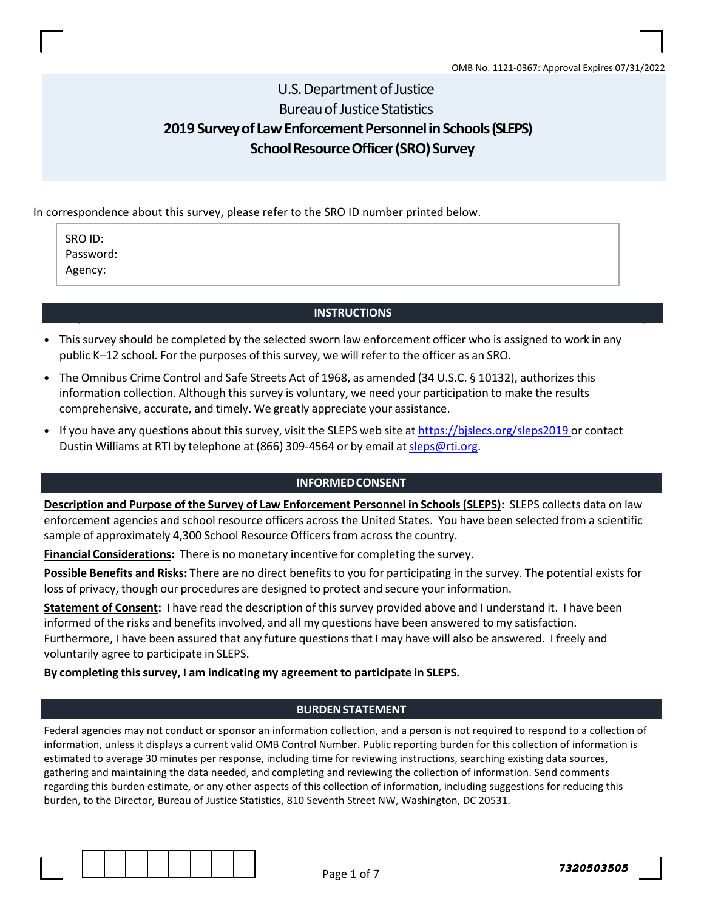OMB No. 1121-0367: Approval Expires 07/31/2022

# U.S. Department of Justice
# Bureau of Justice Statistics
# 2019 Survey of Law Enforcement Personnel in Schools (SLEPS)
# School Resource Officer (SRO) Survey

In correspondence about this survey, please refer to the SRO ID number printed below.

SRO ID:
Password:
Agency:

## INSTRUCTIONS

- This survey should be completed by the selected sworn law enforcement officer who is assigned to work in any public K–12 school. For the purposes of this survey, we will refer to the officer as an SRO.
- The Omnibus Crime Control and Safe Streets Act of 1968, as amended (34 U.S.C. § 10132), authorizes this information collection. Although this survey is voluntary, we need your participation to make the results comprehensive, accurate, and timely. We greatly appreciate your assistance.
- If you have any questions about this survey, visit the SLEPS web site at https://bjslecs.org/sleps2019 or contact Dustin Williams at RTI by telephone at (866) 309-4564 or by email at sleps@rti.org.

## INFORMED CONSENT

**Description and Purpose of the Survey of Law Enforcement Personnel in Schools (SLEPS):** SLEPS collects data on law enforcement agencies and school resource officers across the United States. You have been selected from a scientific sample of approximately 4,300 School Resource Officers from across the country.

**Financial Considerations:** There is no monetary incentive for completing the survey.

**Possible Benefits and Risks:** There are no direct benefits to you for participating in the survey. The potential exists for loss of privacy, though our procedures are designed to protect and secure your information.

**Statement of Consent:** I have read the description of this survey provided above and I understand it. I have been informed of the risks and benefits involved, and all my questions have been answered to my satisfaction. Furthermore, I have been assured that any future questions that I may have will also be answered. I freely and voluntarily agree to participate in SLEPS.

**By completing this survey, I am indicating my agreement to participate in SLEPS.**

## BURDEN STATEMENT

Federal agencies may not conduct or sponsor an information collection, and a person is not required to respond to a collection of information, unless it displays a current valid OMB Control Number. Public reporting burden for this collection of information is estimated to average 30 minutes per response, including time for reviewing instructions, searching existing data sources, gathering and maintaining the data needed, and completing and reviewing the collection of information. Send comments regarding this burden estimate, or any other aspects of this collection of information, including suggestions for reducing this burden, to the Director, Bureau of Justice Statistics, 810 Seventh Street NW, Washington, DC 20531.

7320503505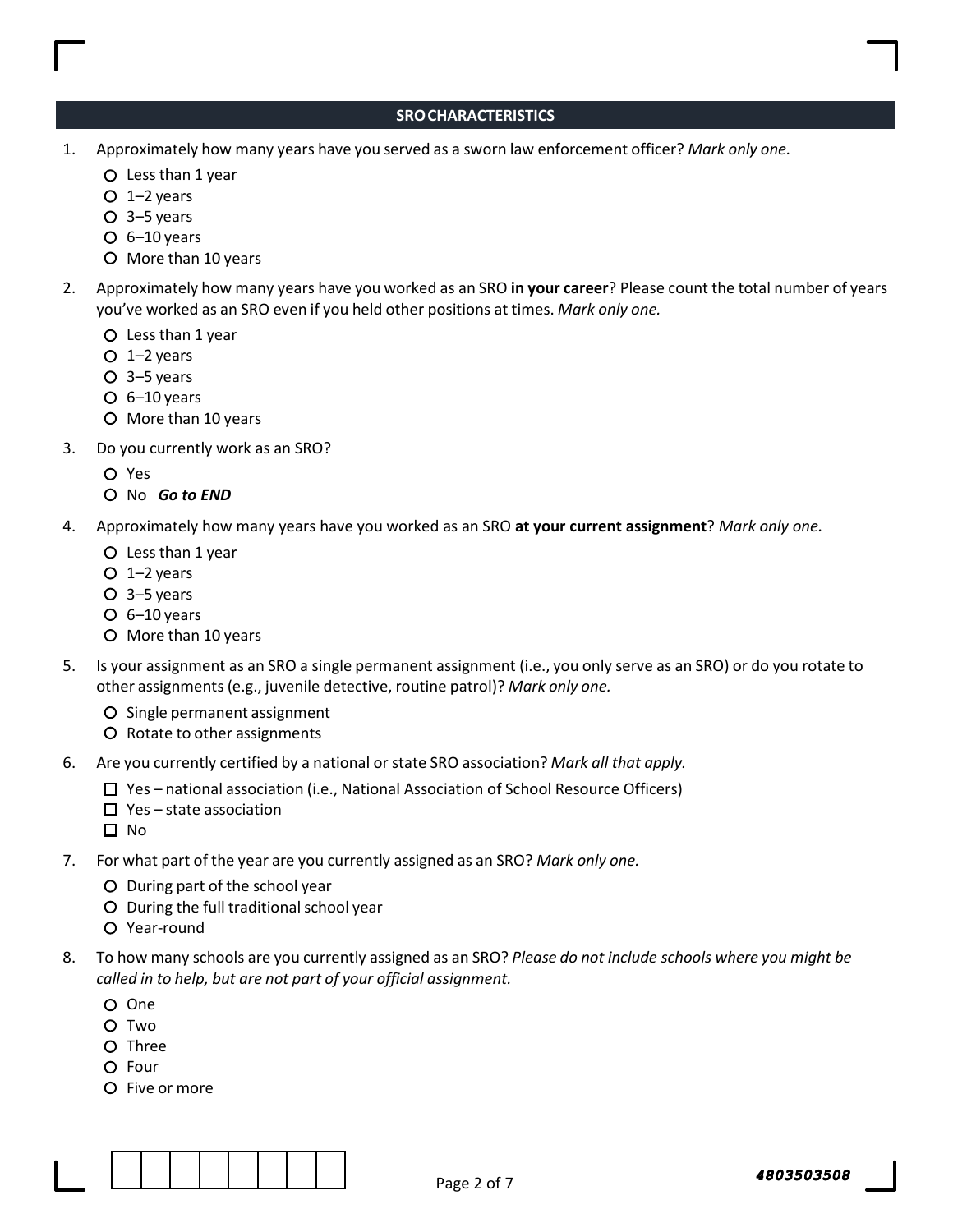## SRO CHARACTERISTICS

1. Approximately how many years have you served as a sworn law enforcement officer? *Mark only one.*
   - ○ Less than 1 year
   - ○ 1–2 years
   - ○ 3–5 years
   - ○ 6–10 years
   - ○ More than 10 years

2. Approximately how many years have you worked as an SRO **in your career**? Please count the total number of years you've worked as an SRO even if you held other positions at times. *Mark only one.*
   - ○ Less than 1 year
   - ○ 1–2 years
   - ○ 3–5 years
   - ○ 6–10 years
   - ○ More than 10 years

3. Do you currently work as an SRO?
   - ○ Yes
   - ○ No ***Go to END***

4. Approximately how many years have you worked as an SRO **at your current assignment**? *Mark only one.*
   - ○ Less than 1 year
   - ○ 1–2 years
   - ○ 3–5 years
   - ○ 6–10 years
   - ○ More than 10 years

5. Is your assignment as an SRO a single permanent assignment (i.e., you only serve as an SRO) or do you rotate to other assignments (e.g., juvenile detective, routine patrol)? *Mark only one.*
   - ○ Single permanent assignment
   - ○ Rotate to other assignments

6. Are you currently certified by a national or state SRO association? *Mark all that apply.*
   - ☐ Yes – national association (i.e., National Association of School Resource Officers)
   - ☐ Yes – state association
   - ☐ No

7. For what part of the year are you currently assigned as an SRO? *Mark only one.*
   - ○ During part of the school year
   - ○ During the full traditional school year
   - ○ Year-round

8. To how many schools are you currently assigned as an SRO? *Please do not include schools where you might be called in to help, but are not part of your official assignment.*
   - ○ One
   - ○ Two
   - ○ Three
   - ○ Four
   - ○ Five or more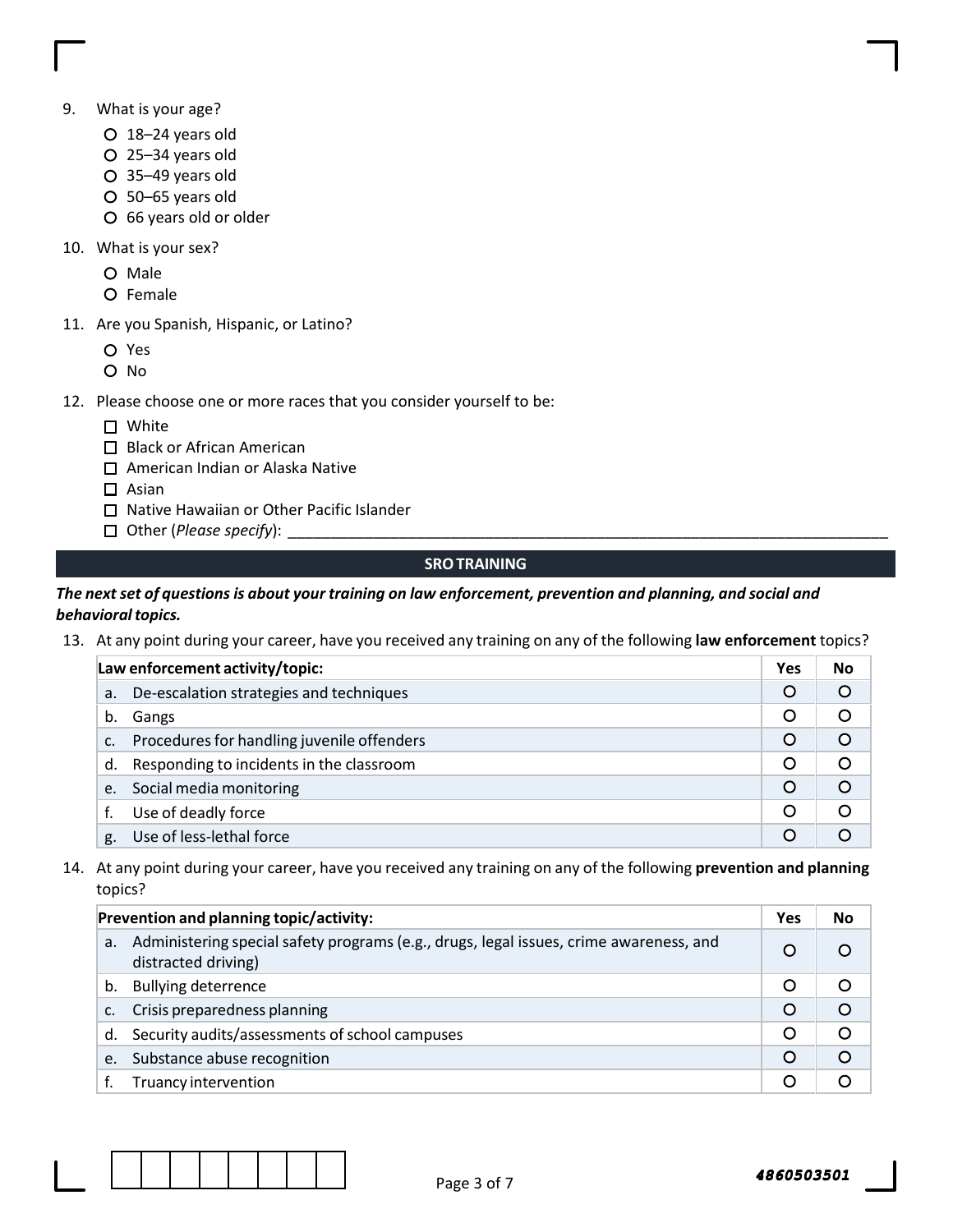9. What is your age?
   - ○ 18–24 years old
   - ○ 25–34 years old
   - ○ 35–49 years old
   - ○ 50–65 years old
   - ○ 66 years old or older

10. What is your sex?
    - ○ Male
    - ○ Female

11. Are you Spanish, Hispanic, or Latino?
    - ○ Yes
    - ○ No

12. Please choose one or more races that you consider yourself to be:
    - ☐ White
    - ☐ Black or African American
    - ☐ American Indian or Alaska Native
    - ☐ Asian
    - ☐ Native Hawaiian or Other Pacific Islander
    - ☐ Other (*Please specify*): ________________________________

## SRO TRAINING

***The next set of questions is about your training on law enforcement, prevention and planning, and social and behavioral topics.***

13. At any point during your career, have you received any training on any of the following **law enforcement** topics?

| Law enforcement activity/topic: | Yes | No |
|---|---|---|
| a. De-escalation strategies and techniques | ○ | ○ |
| b. Gangs | ○ | ○ |
| c. Procedures for handling juvenile offenders | ○ | ○ |
| d. Responding to incidents in the classroom | ○ | ○ |
| e. Social media monitoring | ○ | ○ |
| f. Use of deadly force | ○ | ○ |
| g. Use of less-lethal force | ○ | ○ |

14. At any point during your career, have you received any training on any of the following **prevention and planning** topics?

| Prevention and planning topic/activity: | Yes | No |
|---|---|---|
| a. Administering special safety programs (e.g., drugs, legal issues, crime awareness, and distracted driving) | ○ | ○ |
| b. Bullying deterrence | ○ | ○ |
| c. Crisis preparedness planning | ○ | ○ |
| d. Security audits/assessments of school campuses | ○ | ○ |
| e. Substance abuse recognition | ○ | ○ |
| f. Truancy intervention | ○ | ○ |

4860503501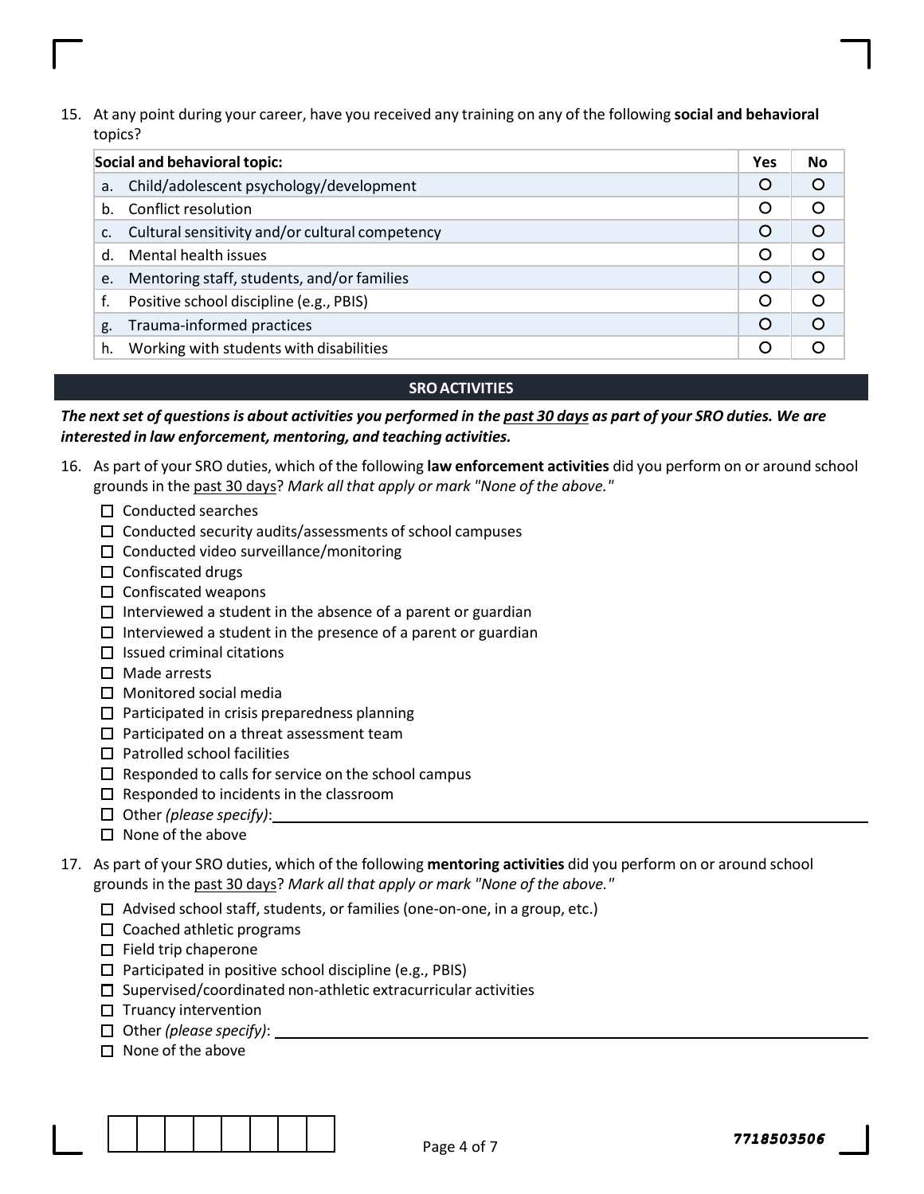15. At any point during your career, have you received any training on any of the following **social and behavioral** topics?

| Social and behavioral topic: | Yes | No |
|---|---|---|
| a. Child/adolescent psychology/development | ○ | ○ |
| b. Conflict resolution | ○ | ○ |
| c. Cultural sensitivity and/or cultural competency | ○ | ○ |
| d. Mental health issues | ○ | ○ |
| e. Mentoring staff, students, and/or families | ○ | ○ |
| f. Positive school discipline (e.g., PBIS) | ○ | ○ |
| g. Trauma-informed practices | ○ | ○ |
| h. Working with students with disabilities | ○ | ○ |

## SRO ACTIVITIES

***The next set of questions is about activities you performed in the past 30 days as part of your SRO duties. We are interested in law enforcement, mentoring, and teaching activities.***

16. As part of your SRO duties, which of the following **law enforcement activities** did you perform on or around school grounds in the past 30 days? *Mark all that apply or mark "None of the above."*

- ☐ Conducted searches
- ☐ Conducted security audits/assessments of school campuses
- ☐ Conducted video surveillance/monitoring
- ☐ Confiscated drugs
- ☐ Confiscated weapons
- ☐ Interviewed a student in the absence of a parent or guardian
- ☐ Interviewed a student in the presence of a parent or guardian
- ☐ Issued criminal citations
- ☐ Made arrests
- ☐ Monitored social media
- ☐ Participated in crisis preparedness planning
- ☐ Participated on a threat assessment team
- ☐ Patrolled school facilities
- ☐ Responded to calls for service on the school campus
- ☐ Responded to incidents in the classroom
- ☐ Other *(please specify)*: ____________________
- ☐ None of the above

17. As part of your SRO duties, which of the following **mentoring activities** did you perform on or around school grounds in the past 30 days? *Mark all that apply or mark "None of the above."*

- ☐ Advised school staff, students, or families (one-on-one, in a group, etc.)
- ☐ Coached athletic programs
- ☐ Field trip chaperone
- ☐ Participated in positive school discipline (e.g., PBIS)
- ☐ Supervised/coordinated non-athletic extracurricular activities
- ☐ Truancy intervention
- ☐ Other *(please specify)*: ____________________
- ☐ None of the above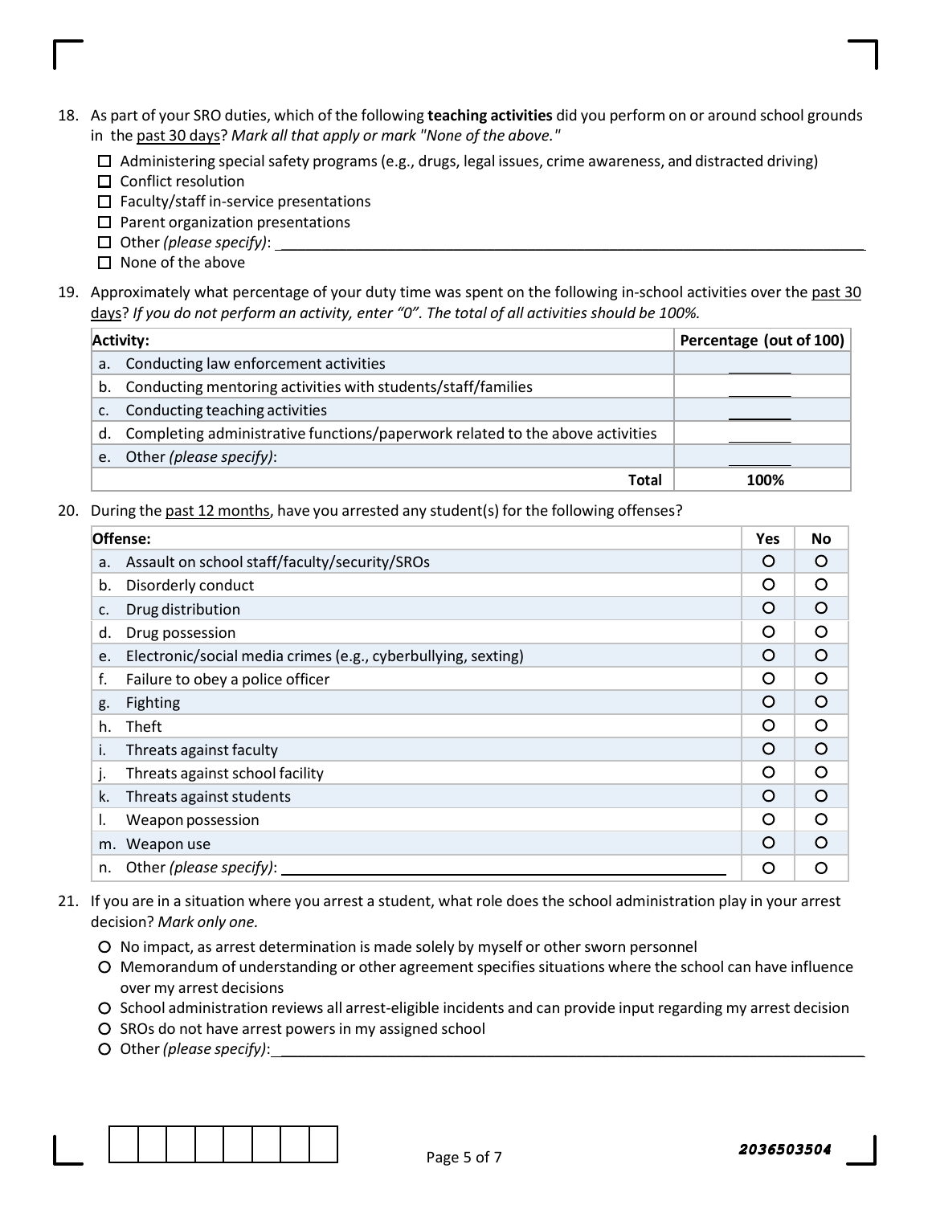18. As part of your SRO duties, which of the following **teaching activities** did you perform on or around school grounds in the past 30 days? *Mark all that apply or mark "None of the above."*

    - ☐ Administering special safety programs (e.g., drugs, legal issues, crime awareness, and distracted driving)
    - ☐ Conflict resolution
    - ☐ Faculty/staff in-service presentations
    - ☐ Parent organization presentations
    - ☐ Other *(please specify)*: ______________________________
    - ☐ None of the above

19. Approximately what percentage of your duty time was spent on the following in-school activities over the past 30 days? *If you do not perform an activity, enter "0". The total of all activities should be 100%.*

| Activity: | Percentage (out of 100) |
|---|---|
| a. Conducting law enforcement activities | ______ |
| b. Conducting mentoring activities with students/staff/families | ______ |
| c. Conducting teaching activities | ______ |
| d. Completing administrative functions/paperwork related to the above activities | ______ |
| e. Other *(please specify)*: | ______ |
| **Total** | **100%** |

20. During the past 12 months, have you arrested any student(s) for the following offenses?

| Offense: | Yes | No |
|---|---|---|
| a. Assault on school staff/faculty/security/SROs | ○ | ○ |
| b. Disorderly conduct | ○ | ○ |
| c. Drug distribution | ○ | ○ |
| d. Drug possession | ○ | ○ |
| e. Electronic/social media crimes (e.g., cyberbullying, sexting) | ○ | ○ |
| f. Failure to obey a police officer | ○ | ○ |
| g. Fighting | ○ | ○ |
| h. Theft | ○ | ○ |
| i. Threats against faculty | ○ | ○ |
| j. Threats against school facility | ○ | ○ |
| k. Threats against students | ○ | ○ |
| l. Weapon possession | ○ | ○ |
| m. Weapon use | ○ | ○ |
| n. Other *(please specify)*: ______________________________ | ○ | ○ |

21. If you are in a situation where you arrest a student, what role does the school administration play in your arrest decision? *Mark only one.*

    - ○ No impact, as arrest determination is made solely by myself or other sworn personnel
    - ○ Memorandum of understanding or other agreement specifies situations where the school can have influence over my arrest decisions
    - ○ School administration reviews all arrest-eligible incidents and can provide input regarding my arrest decision
    - ○ SROs do not have arrest powers in my assigned school
    - ○ Other *(please specify)*: ______________________________

2036503504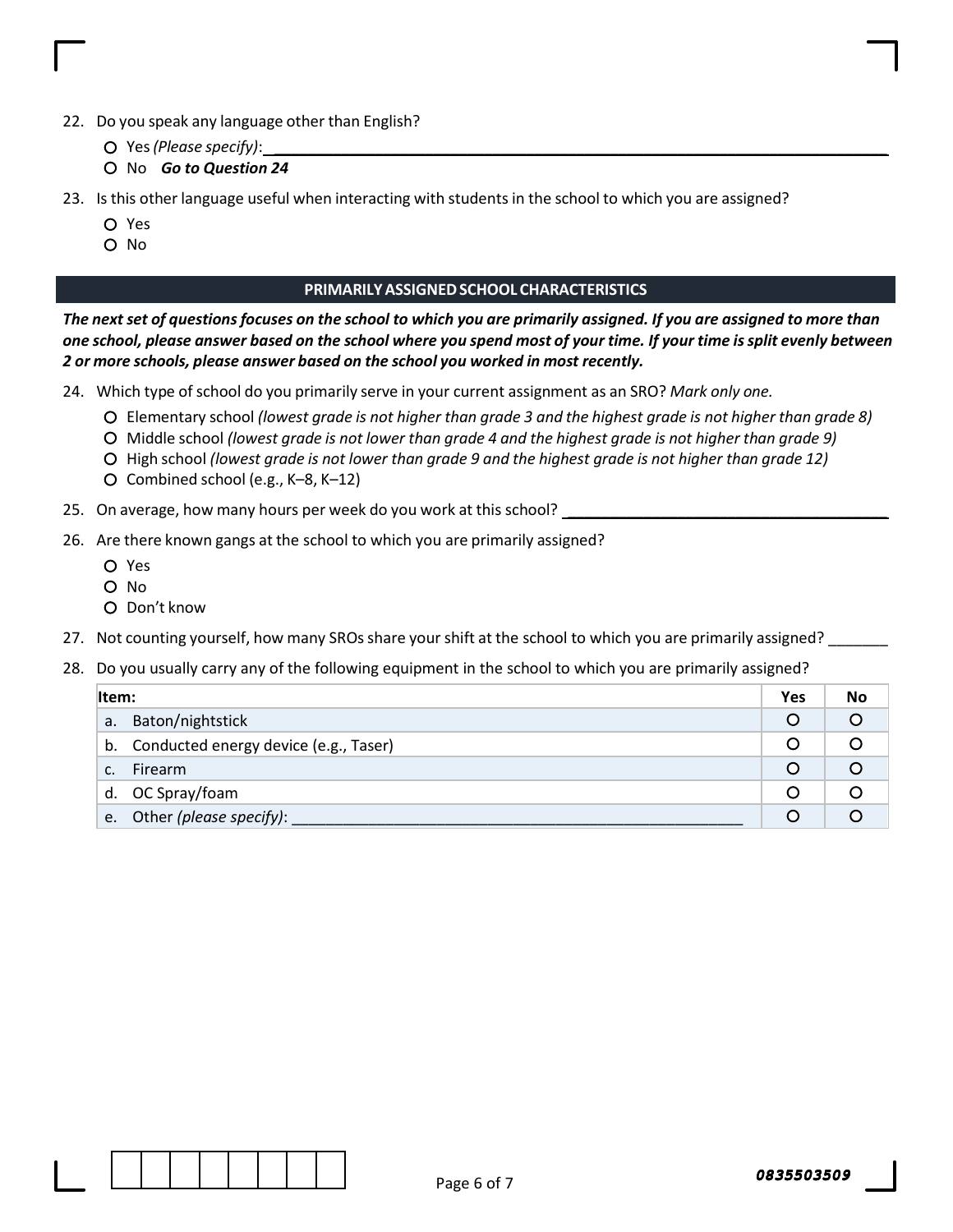22. Do you speak any language other than English?
    - ○ Yes *(Please specify)*: ______________________________
    - ○ No ***Go to Question 24***

23. Is this other language useful when interacting with students in the school to which you are assigned?
    - ○ Yes
    - ○ No

## PRIMARILY ASSIGNED SCHOOL CHARACTERISTICS

***The next set of questions focuses on the school to which you are primarily assigned. If you are assigned to more than one school, please answer based on the school where you spend most of your time. If your time is split evenly between 2 or more schools, please answer based on the school you worked in most recently.***

24. Which type of school do you primarily serve in your current assignment as an SRO? *Mark only one.*
    - ○ Elementary school *(lowest grade is not higher than grade 3 and the highest grade is not higher than grade 8)*
    - ○ Middle school *(lowest grade is not lower than grade 4 and the highest grade is not higher than grade 9)*
    - ○ High school *(lowest grade is not lower than grade 9 and the highest grade is not higher than grade 12)*
    - ○ Combined school (e.g., K–8, K–12)

25. On average, how many hours per week do you work at this school? ______________________________

26. Are there known gangs at the school to which you are primarily assigned?
    - ○ Yes
    - ○ No
    - ○ Don't know

27. Not counting yourself, how many SROs share your shift at the school to which you are primarily assigned? _______

28. Do you usually carry any of the following equipment in the school to which you are primarily assigned?

| Item: | Yes | No |
|---|---|---|
| a. Baton/nightstick | ○ | ○ |
| b. Conducted energy device (e.g., Taser) | ○ | ○ |
| c. Firearm | ○ | ○ |
| d. OC Spray/foam | ○ | ○ |
| e. Other *(please specify)*: ______________________________ | ○ | ○ |

0835503509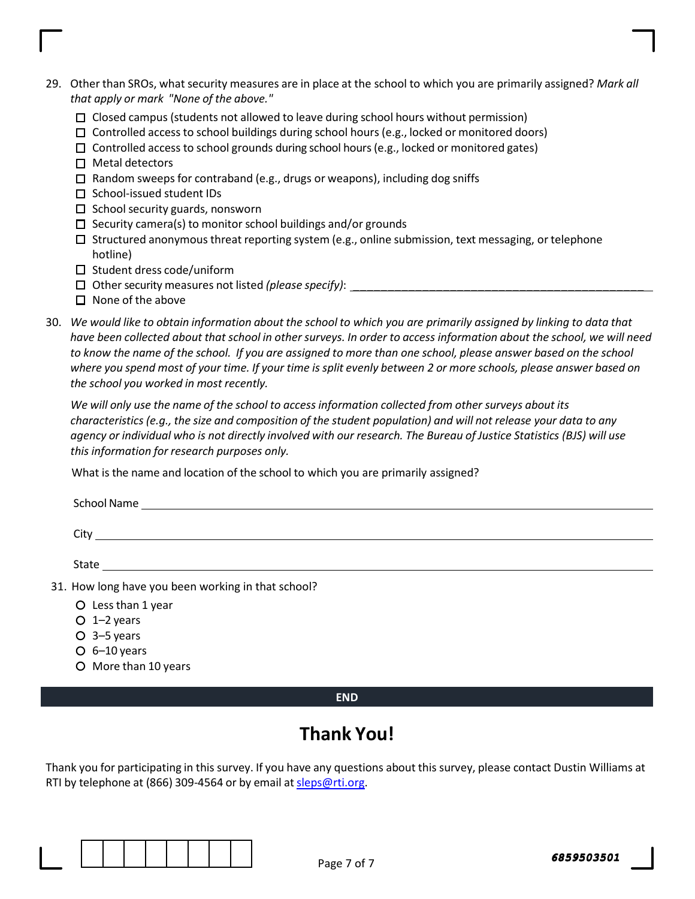29. Other than SROs, what security measures are in place at the school to which you are primarily assigned? *Mark all that apply or mark "None of the above."*

    - ☐ Closed campus (students not allowed to leave during school hours without permission)
    - ☐ Controlled access to school buildings during school hours (e.g., locked or monitored doors)
    - ☐ Controlled access to school grounds during school hours (e.g., locked or monitored gates)
    - ☐ Metal detectors
    - ☐ Random sweeps for contraband (e.g., drugs or weapons), including dog sniffs
    - ☐ School-issued student IDs
    - ☐ School security guards, nonsworn
    - ☐ Security camera(s) to monitor school buildings and/or grounds
    - ☐ Structured anonymous threat reporting system (e.g., online submission, text messaging, or telephone hotline)
    - ☐ Student dress code/uniform
    - ☐ Other security measures not listed *(please specify)*: ______________________________
    - ☐ None of the above

30. *We would like to obtain information about the school to which you are primarily assigned by linking to data that have been collected about that school in other surveys. In order to access information about the school, we will need to know the name of the school. If you are assigned to more than one school, please answer based on the school where you spend most of your time. If your time is split evenly between 2 or more schools, please answer based on the school you worked in most recently.*

    *We will only use the name of the school to access information collected from other surveys about its characteristics (e.g., the size and composition of the student population) and will not release your data to any agency or individual who is not directly involved with our research. The Bureau of Justice Statistics (BJS) will use this information for research purposes only.*

    What is the name and location of the school to which you are primarily assigned?

    School Name ______________________________

    City ______________________________

    State ______________________________

31. How long have you been working in that school?

    - ○ Less than 1 year
    - ○ 1–2 years
    - ○ 3–5 years
    - ○ 6–10 years
    - ○ More than 10 years

**END**

# Thank You!

Thank you for participating in this survey. If you have any questions about this survey, please contact Dustin Williams at RTI by telephone at (866) 309-4564 or by email at sleps@rti.org.

6859503501